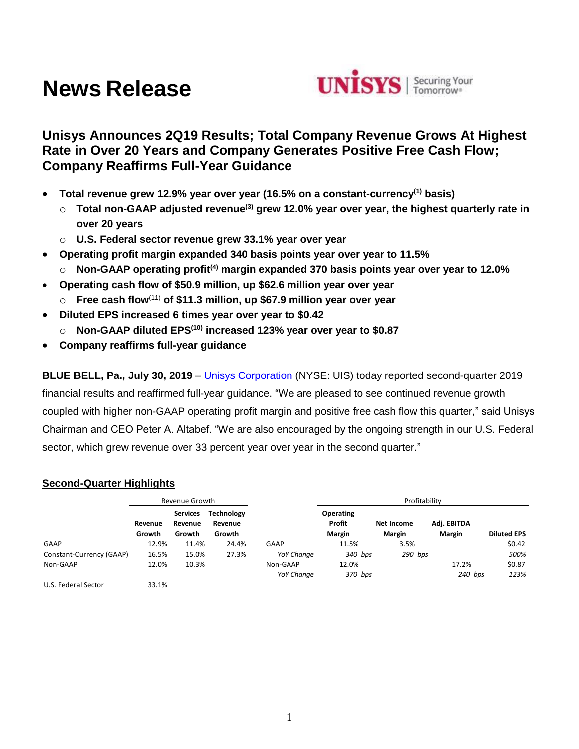# News Release

UNISYS | Securing Your Tomorrow®

## Unisys Announces 2Q19 Results; Total Company Revenue Grows At Highest Rate in Over 20 Years and Company Generates Positive Free Cash Flow; Company Reaffirms Full-Year Guidance

- **Total revenue grew 12.9% year over year (16.5% on a constant-currency[(1)] basis)**
  - **Total non-GAAP adjusted revenue[(3)] grew 12.0% year over year, the highest quarterly rate in over 20 years**
  - **U.S. Federal sector revenue grew 33.1% year over year**
- **Operating profit margin expanded 340 basis points year over year to 11.5%**
  - **Non-GAAP operating profit[(4)] margin expanded 370 basis points year over year to 12.0%**
- **Operating cash flow of $50.9 million, up $62.6 million year over year**
  - **Free cash flow[(11)] of $11.3 million, up $67.9 million year over year**
- **Diluted EPS increased 6 times year over year to $0.42**
  - **Non-GAAP diluted EPS[(10)] increased 123% year over year to $0.87**
- **Company reaffirms full-year guidance**

**BLUE BELL, Pa., July 30, 2019** – Unisys Corporation (NYSE: UIS) today reported second-quarter 2019 financial results and reaffirmed full-year guidance. "We are pleased to see continued revenue growth coupled with higher non-GAAP operating profit margin and positive free cash flow this quarter," said Unisys Chairman and CEO Peter A. Altabef. "We are also encouraged by the ongoing strength in our U.S. Federal sector, which grew revenue over 33 percent year over year in the second quarter."

**Second-Quarter Highlights**

| | Revenue Growth | | | | Profitability | | | |
|---|---|---|---|---|---|---|---|---|
| | **Revenue Growth** | **Services Revenue Growth** | **Technology Revenue Growth** | | **Operating Profit Margin** | **Net Income Margin** | **Adj. EBITDA Margin** | **Diluted EPS** |
| GAAP | 12.9% | 11.4% | 24.4% | GAAP | 11.5% | 3.5% | | $0.42 |
| Constant-Currency (GAAP) | 16.5% | 15.0% | 27.3% | *YoY Change* | *340 bps* | *290 bps* | | *500%* |
| Non-GAAP | 12.0% | 10.3% | | Non-GAAP | 12.0% | | 17.2% | $0.87 |
| | | | | *YoY Change* | *370 bps* | | *240 bps* | *123%* |
| U.S. Federal Sector | 33.1% | | | | | | | |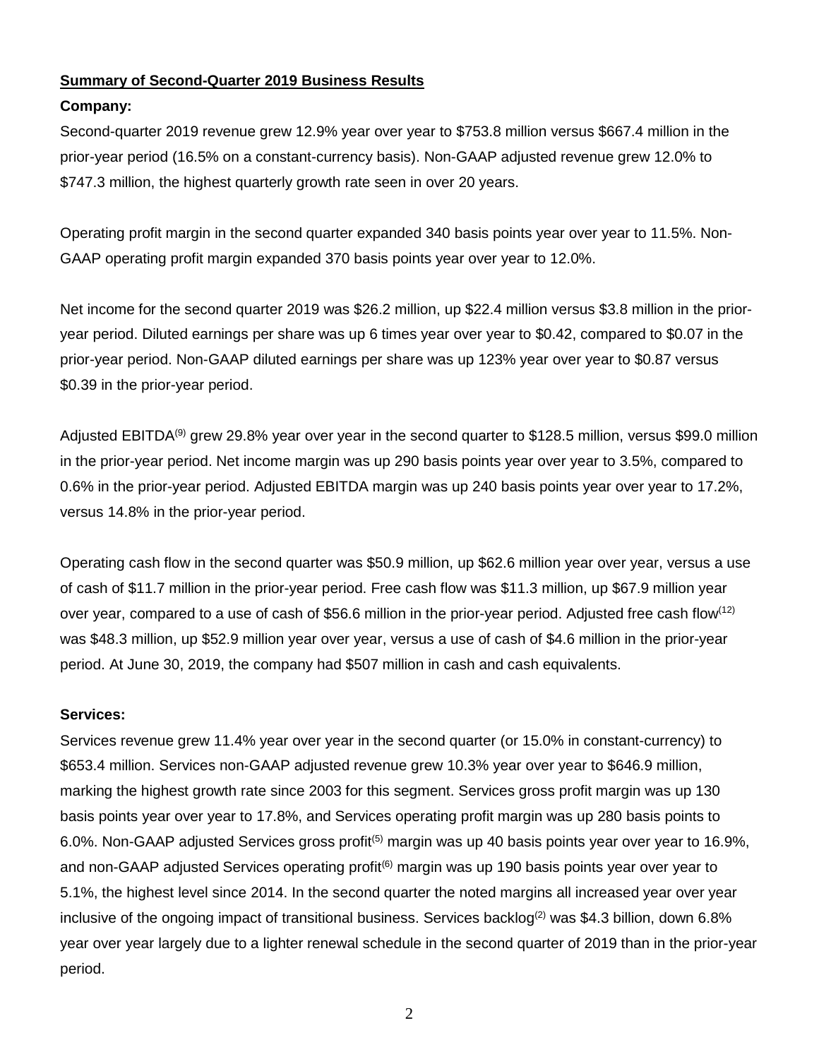**Summary of Second-Quarter 2019 Business Results**

**Company:**

Second-quarter 2019 revenue grew 12.9% year over year to $753.8 million versus $667.4 million in the prior-year period (16.5% on a constant-currency basis). Non-GAAP adjusted revenue grew 12.0% to $747.3 million, the highest quarterly growth rate seen in over 20 years.

Operating profit margin in the second quarter expanded 340 basis points year over year to 11.5%. Non-GAAP operating profit margin expanded 370 basis points year over year to 12.0%.

Net income for the second quarter 2019 was $26.2 million, up $22.4 million versus $3.8 million in the prior-year period. Diluted earnings per share was up 6 times year over year to $0.42, compared to $0.07 in the prior-year period. Non-GAAP diluted earnings per share was up 123% year over year to $0.87 versus $0.39 in the prior-year period.

Adjusted EBITDA[9] grew 29.8% year over year in the second quarter to $128.5 million, versus $99.0 million in the prior-year period. Net income margin was up 290 basis points year over year to 3.5%, compared to 0.6% in the prior-year period. Adjusted EBITDA margin was up 240 basis points year over year to 17.2%, versus 14.8% in the prior-year period.

Operating cash flow in the second quarter was $50.9 million, up $62.6 million year over year, versus a use of cash of $11.7 million in the prior-year period. Free cash flow was $11.3 million, up $67.9 million year over year, compared to a use of cash of $56.6 million in the prior-year period. Adjusted free cash flow[12] was $48.3 million, up $52.9 million year over year, versus a use of cash of $4.6 million in the prior-year period. At June 30, 2019, the company had $507 million in cash and cash equivalents.

**Services:**

Services revenue grew 11.4% year over year in the second quarter (or 15.0% in constant-currency) to $653.4 million. Services non-GAAP adjusted revenue grew 10.3% year over year to $646.9 million, marking the highest growth rate since 2003 for this segment. Services gross profit margin was up 130 basis points year over year to 17.8%, and Services operating profit margin was up 280 basis points to 6.0%. Non-GAAP adjusted Services gross profit[5] margin was up 40 basis points year over year to 16.9%, and non-GAAP adjusted Services operating profit[6] margin was up 190 basis points year over year to 5.1%, the highest level since 2014. In the second quarter the noted margins all increased year over year inclusive of the ongoing impact of transitional business. Services backlog[2] was $4.3 billion, down 6.8% year over year largely due to a lighter renewal schedule in the second quarter of 2019 than in the prior-year period.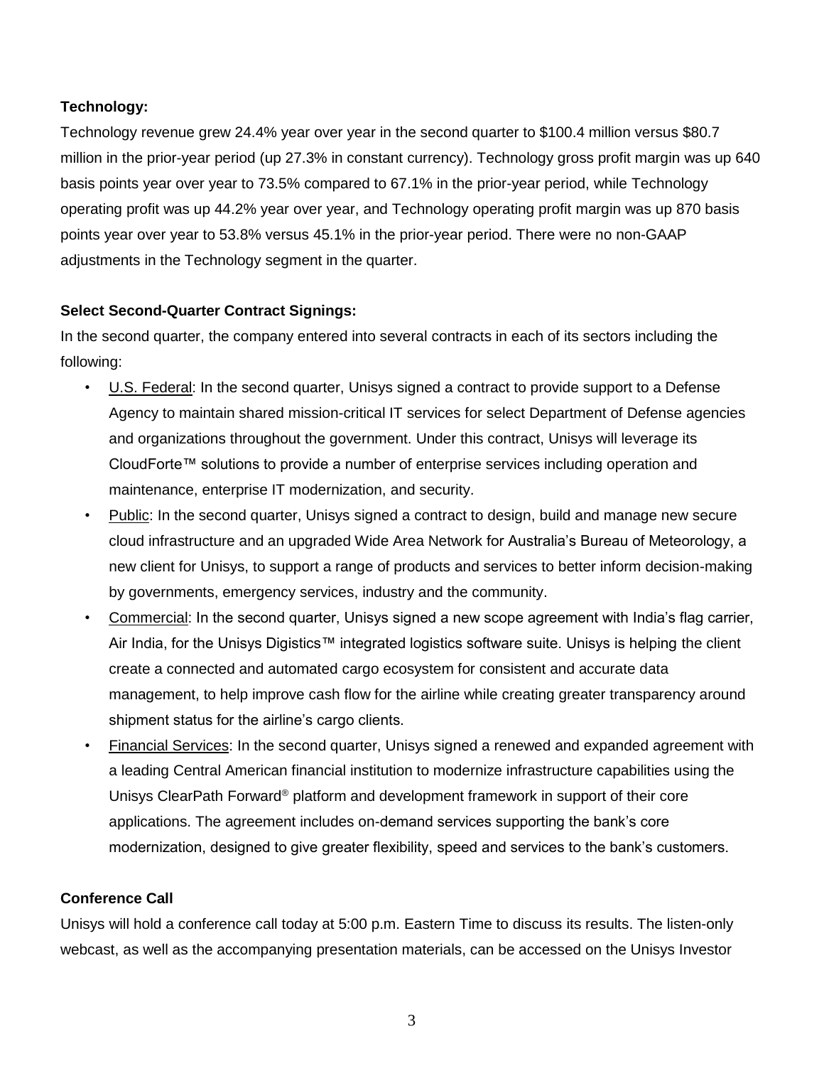**Technology:**

Technology revenue grew 24.4% year over year in the second quarter to $100.4 million versus $80.7 million in the prior-year period (up 27.3% in constant currency). Technology gross profit margin was up 640 basis points year over year to 73.5% compared to 67.1% in the prior-year period, while Technology operating profit was up 44.2% year over year, and Technology operating profit margin was up 870 basis points year over year to 53.8% versus 45.1% in the prior-year period. There were no non-GAAP adjustments in the Technology segment in the quarter.

**Select Second-Quarter Contract Signings:**

In the second quarter, the company entered into several contracts in each of its sectors including the following:

- U.S. Federal: In the second quarter, Unisys signed a contract to provide support to a Defense Agency to maintain shared mission-critical IT services for select Department of Defense agencies and organizations throughout the government. Under this contract, Unisys will leverage its CloudForte™ solutions to provide a number of enterprise services including operation and maintenance, enterprise IT modernization, and security.
- Public: In the second quarter, Unisys signed a contract to design, build and manage new secure cloud infrastructure and an upgraded Wide Area Network for Australia's Bureau of Meteorology, a new client for Unisys, to support a range of products and services to better inform decision-making by governments, emergency services, industry and the community.
- Commercial: In the second quarter, Unisys signed a new scope agreement with India's flag carrier, Air India, for the Unisys Digistics™ integrated logistics software suite. Unisys is helping the client create a connected and automated cargo ecosystem for consistent and accurate data management, to help improve cash flow for the airline while creating greater transparency around shipment status for the airline's cargo clients.
- Financial Services: In the second quarter, Unisys signed a renewed and expanded agreement with a leading Central American financial institution to modernize infrastructure capabilities using the Unisys ClearPath Forward® platform and development framework in support of their core applications. The agreement includes on-demand services supporting the bank's core modernization, designed to give greater flexibility, speed and services to the bank's customers.

**Conference Call**

Unisys will hold a conference call today at 5:00 p.m. Eastern Time to discuss its results. The listen-only webcast, as well as the accompanying presentation materials, can be accessed on the Unisys Investor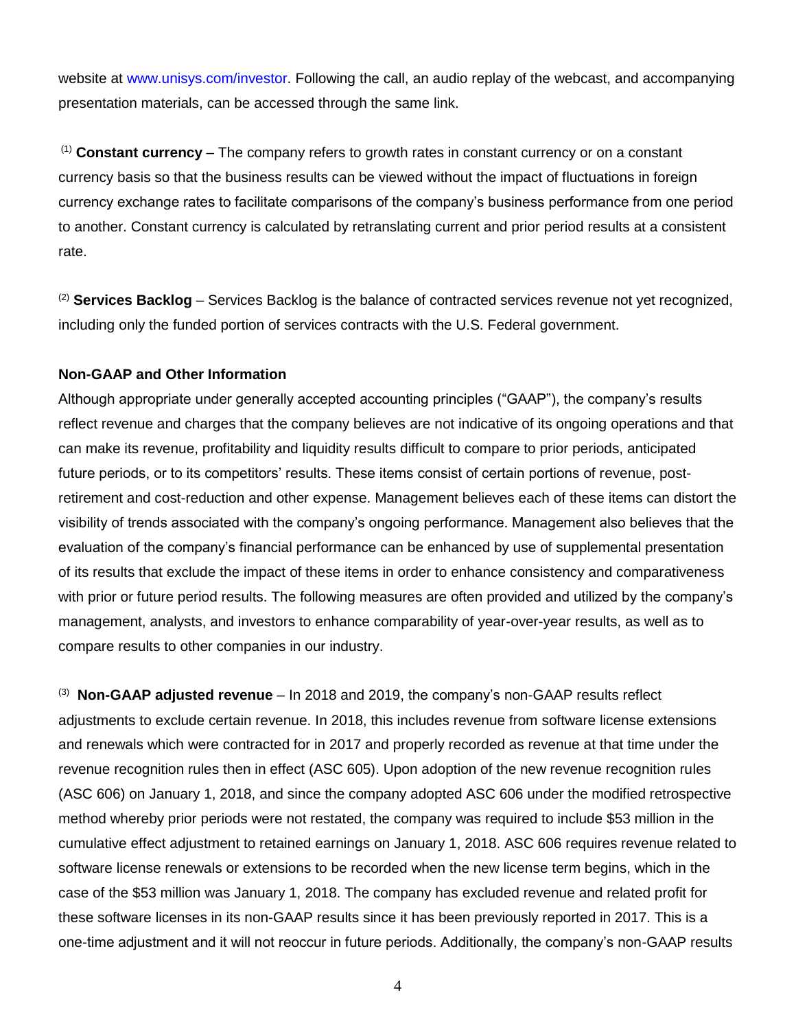website at www.unisys.com/investor. Following the call, an audio replay of the webcast, and accompanying presentation materials, can be accessed through the same link.

(1) **Constant currency** – The company refers to growth rates in constant currency or on a constant currency basis so that the business results can be viewed without the impact of fluctuations in foreign currency exchange rates to facilitate comparisons of the company's business performance from one period to another. Constant currency is calculated by retranslating current and prior period results at a consistent rate.

(2) **Services Backlog** – Services Backlog is the balance of contracted services revenue not yet recognized, including only the funded portion of services contracts with the U.S. Federal government.

**Non-GAAP and Other Information**

Although appropriate under generally accepted accounting principles ("GAAP"), the company's results reflect revenue and charges that the company believes are not indicative of its ongoing operations and that can make its revenue, profitability and liquidity results difficult to compare to prior periods, anticipated future periods, or to its competitors' results. These items consist of certain portions of revenue, post-retirement and cost-reduction and other expense. Management believes each of these items can distort the visibility of trends associated with the company's ongoing performance. Management also believes that the evaluation of the company's financial performance can be enhanced by use of supplemental presentation of its results that exclude the impact of these items in order to enhance consistency and comparativeness with prior or future period results. The following measures are often provided and utilized by the company's management, analysts, and investors to enhance comparability of year-over-year results, as well as to compare results to other companies in our industry.

(3) **Non-GAAP adjusted revenue** – In 2018 and 2019, the company's non-GAAP results reflect adjustments to exclude certain revenue. In 2018, this includes revenue from software license extensions and renewals which were contracted for in 2017 and properly recorded as revenue at that time under the revenue recognition rules then in effect (ASC 605). Upon adoption of the new revenue recognition rules (ASC 606) on January 1, 2018, and since the company adopted ASC 606 under the modified retrospective method whereby prior periods were not restated, the company was required to include $53 million in the cumulative effect adjustment to retained earnings on January 1, 2018. ASC 606 requires revenue related to software license renewals or extensions to be recorded when the new license term begins, which in the case of the $53 million was January 1, 2018. The company has excluded revenue and related profit for these software licenses in its non-GAAP results since it has been previously reported in 2017. This is a one-time adjustment and it will not reoccur in future periods. Additionally, the company's non-GAAP results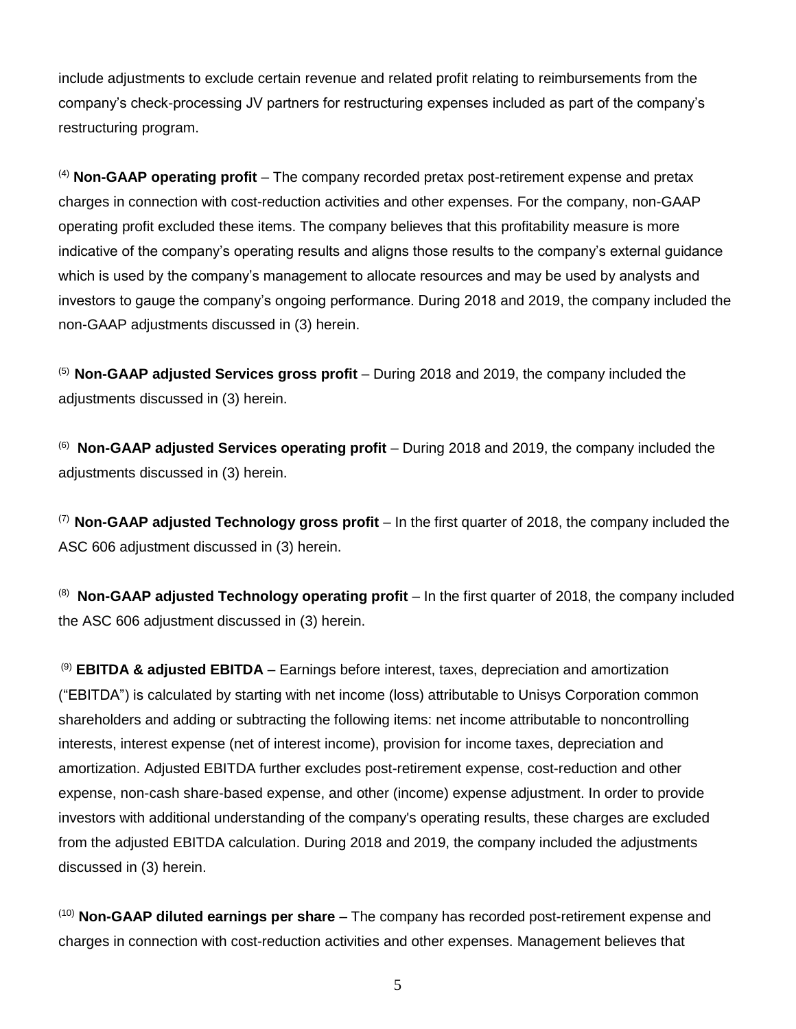include adjustments to exclude certain revenue and related profit relating to reimbursements from the company's check-processing JV partners for restructuring expenses included as part of the company's restructuring program.

(4) **Non-GAAP operating profit** – The company recorded pretax post-retirement expense and pretax charges in connection with cost-reduction activities and other expenses. For the company, non-GAAP operating profit excluded these items. The company believes that this profitability measure is more indicative of the company's operating results and aligns those results to the company's external guidance which is used by the company's management to allocate resources and may be used by analysts and investors to gauge the company's ongoing performance. During 2018 and 2019, the company included the non-GAAP adjustments discussed in (3) herein.

(5) **Non-GAAP adjusted Services gross profit** – During 2018 and 2019, the company included the adjustments discussed in (3) herein.

(6) **Non-GAAP adjusted Services operating profit** – During 2018 and 2019, the company included the adjustments discussed in (3) herein.

(7) **Non-GAAP adjusted Technology gross profit** – In the first quarter of 2018, the company included the ASC 606 adjustment discussed in (3) herein.

(8) **Non-GAAP adjusted Technology operating profit** – In the first quarter of 2018, the company included the ASC 606 adjustment discussed in (3) herein.

(9) **EBITDA & adjusted EBITDA** – Earnings before interest, taxes, depreciation and amortization ("EBITDA") is calculated by starting with net income (loss) attributable to Unisys Corporation common shareholders and adding or subtracting the following items: net income attributable to noncontrolling interests, interest expense (net of interest income), provision for income taxes, depreciation and amortization. Adjusted EBITDA further excludes post-retirement expense, cost-reduction and other expense, non-cash share-based expense, and other (income) expense adjustment. In order to provide investors with additional understanding of the company's operating results, these charges are excluded from the adjusted EBITDA calculation. During 2018 and 2019, the company included the adjustments discussed in (3) herein.

(10) **Non-GAAP diluted earnings per share** – The company has recorded post-retirement expense and charges in connection with cost-reduction activities and other expenses. Management believes that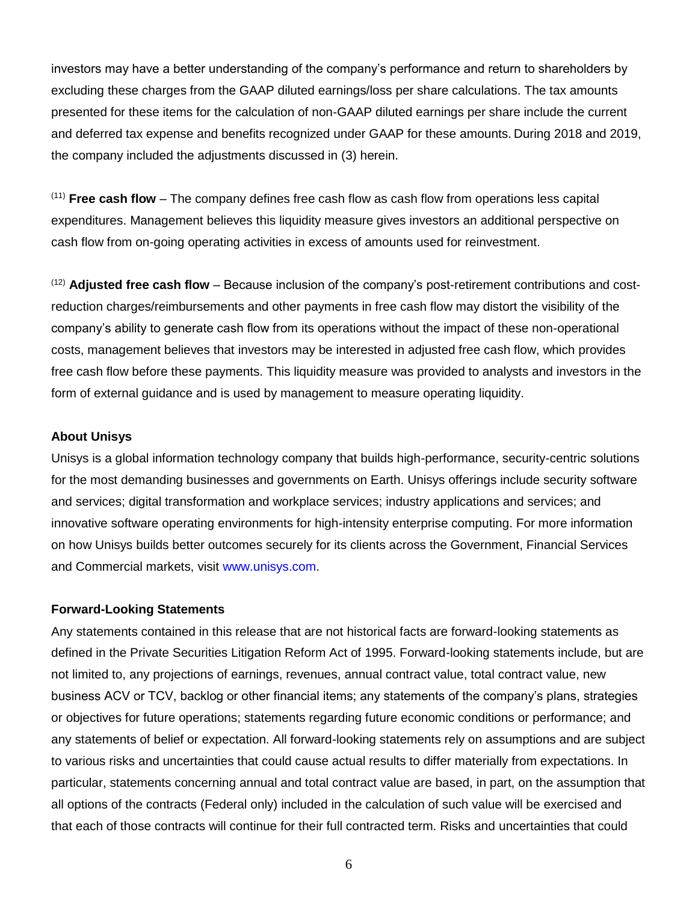investors may have a better understanding of the company's performance and return to shareholders by excluding these charges from the GAAP diluted earnings/loss per share calculations. The tax amounts presented for these items for the calculation of non-GAAP diluted earnings per share include the current and deferred tax expense and benefits recognized under GAAP for these amounts. During 2018 and 2019, the company included the adjustments discussed in (3) herein.

(11) **Free cash flow** – The company defines free cash flow as cash flow from operations less capital expenditures. Management believes this liquidity measure gives investors an additional perspective on cash flow from on-going operating activities in excess of amounts used for reinvestment.

(12) **Adjusted free cash flow** – Because inclusion of the company's post-retirement contributions and cost-reduction charges/reimbursements and other payments in free cash flow may distort the visibility of the company's ability to generate cash flow from its operations without the impact of these non-operational costs, management believes that investors may be interested in adjusted free cash flow, which provides free cash flow before these payments. This liquidity measure was provided to analysts and investors in the form of external guidance and is used by management to measure operating liquidity.

**About Unisys**

Unisys is a global information technology company that builds high-performance, security-centric solutions for the most demanding businesses and governments on Earth. Unisys offerings include security software and services; digital transformation and workplace services; industry applications and services; and innovative software operating environments for high-intensity enterprise computing. For more information on how Unisys builds better outcomes securely for its clients across the Government, Financial Services and Commercial markets, visit www.unisys.com.

**Forward-Looking Statements**

Any statements contained in this release that are not historical facts are forward-looking statements as defined in the Private Securities Litigation Reform Act of 1995. Forward-looking statements include, but are not limited to, any projections of earnings, revenues, annual contract value, total contract value, new business ACV or TCV, backlog or other financial items; any statements of the company's plans, strategies or objectives for future operations; statements regarding future economic conditions or performance; and any statements of belief or expectation. All forward-looking statements rely on assumptions and are subject to various risks and uncertainties that could cause actual results to differ materially from expectations. In particular, statements concerning annual and total contract value are based, in part, on the assumption that all options of the contracts (Federal only) included in the calculation of such value will be exercised and that each of those contracts will continue for their full contracted term. Risks and uncertainties that could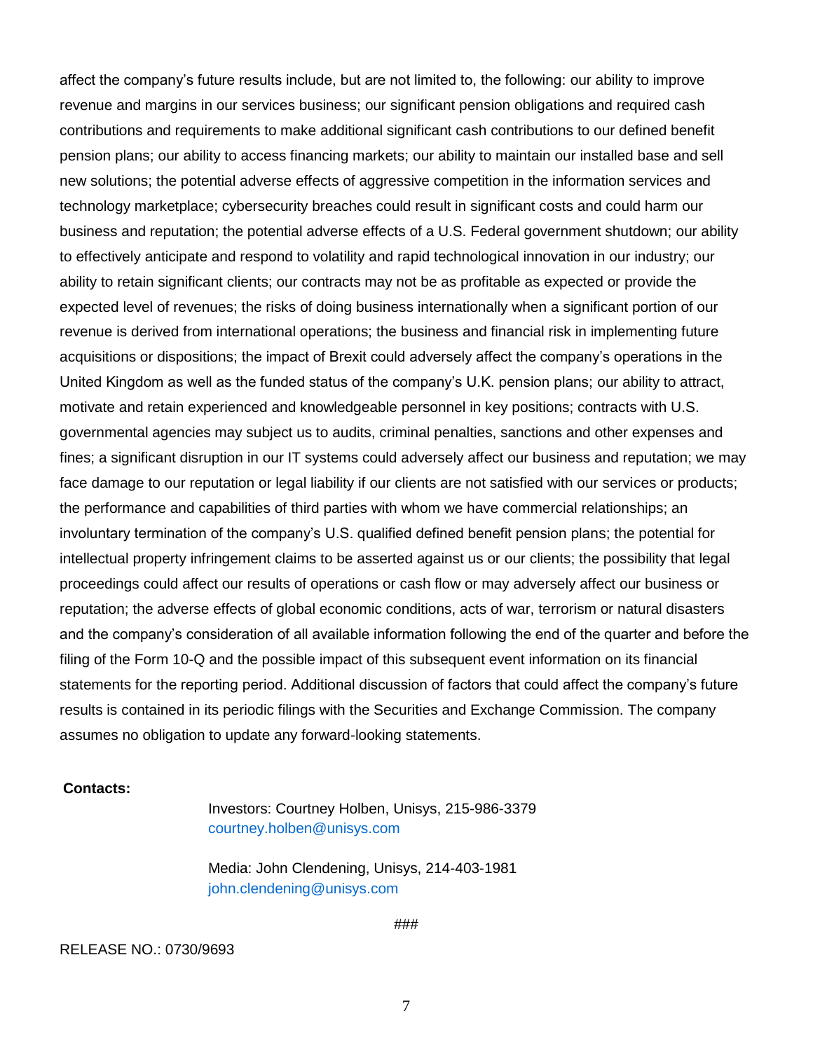affect the company's future results include, but are not limited to, the following: our ability to improve revenue and margins in our services business; our significant pension obligations and required cash contributions and requirements to make additional significant cash contributions to our defined benefit pension plans; our ability to access financing markets; our ability to maintain our installed base and sell new solutions; the potential adverse effects of aggressive competition in the information services and technology marketplace; cybersecurity breaches could result in significant costs and could harm our business and reputation; the potential adverse effects of a U.S. Federal government shutdown; our ability to effectively anticipate and respond to volatility and rapid technological innovation in our industry; our ability to retain significant clients; our contracts may not be as profitable as expected or provide the expected level of revenues; the risks of doing business internationally when a significant portion of our revenue is derived from international operations; the business and financial risk in implementing future acquisitions or dispositions; the impact of Brexit could adversely affect the company's operations in the United Kingdom as well as the funded status of the company's U.K. pension plans; our ability to attract, motivate and retain experienced and knowledgeable personnel in key positions; contracts with U.S. governmental agencies may subject us to audits, criminal penalties, sanctions and other expenses and fines; a significant disruption in our IT systems could adversely affect our business and reputation; we may face damage to our reputation or legal liability if our clients are not satisfied with our services or products; the performance and capabilities of third parties with whom we have commercial relationships; an involuntary termination of the company's U.S. qualified defined benefit pension plans; the potential for intellectual property infringement claims to be asserted against us or our clients; the possibility that legal proceedings could affect our results of operations or cash flow or may adversely affect our business or reputation; the adverse effects of global economic conditions, acts of war, terrorism or natural disasters and the company's consideration of all available information following the end of the quarter and before the filing of the Form 10-Q and the possible impact of this subsequent event information on its financial statements for the reporting period. Additional discussion of factors that could affect the company's future results is contained in its periodic filings with the Securities and Exchange Commission. The company assumes no obligation to update any forward-looking statements.

**Contacts:**

Investors: Courtney Holben, Unisys, 215-986-3379
courtney.holben@unisys.com

Media: John Clendening, Unisys, 214-403-1981
john.clendening@unisys.com

###

RELEASE NO.: 0730/9693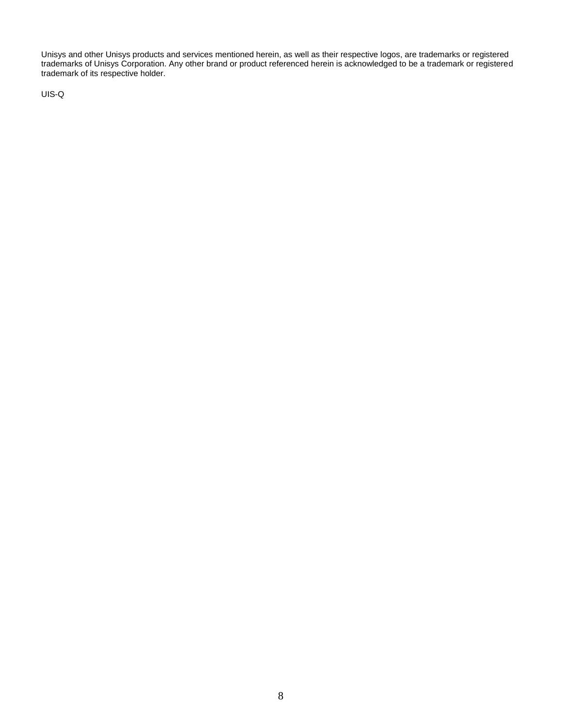Unisys and other Unisys products and services mentioned herein, as well as their respective logos, are trademarks or registered trademarks of Unisys Corporation. Any other brand or product referenced herein is acknowledged to be a trademark or registered trademark of its respective holder.

UIS-Q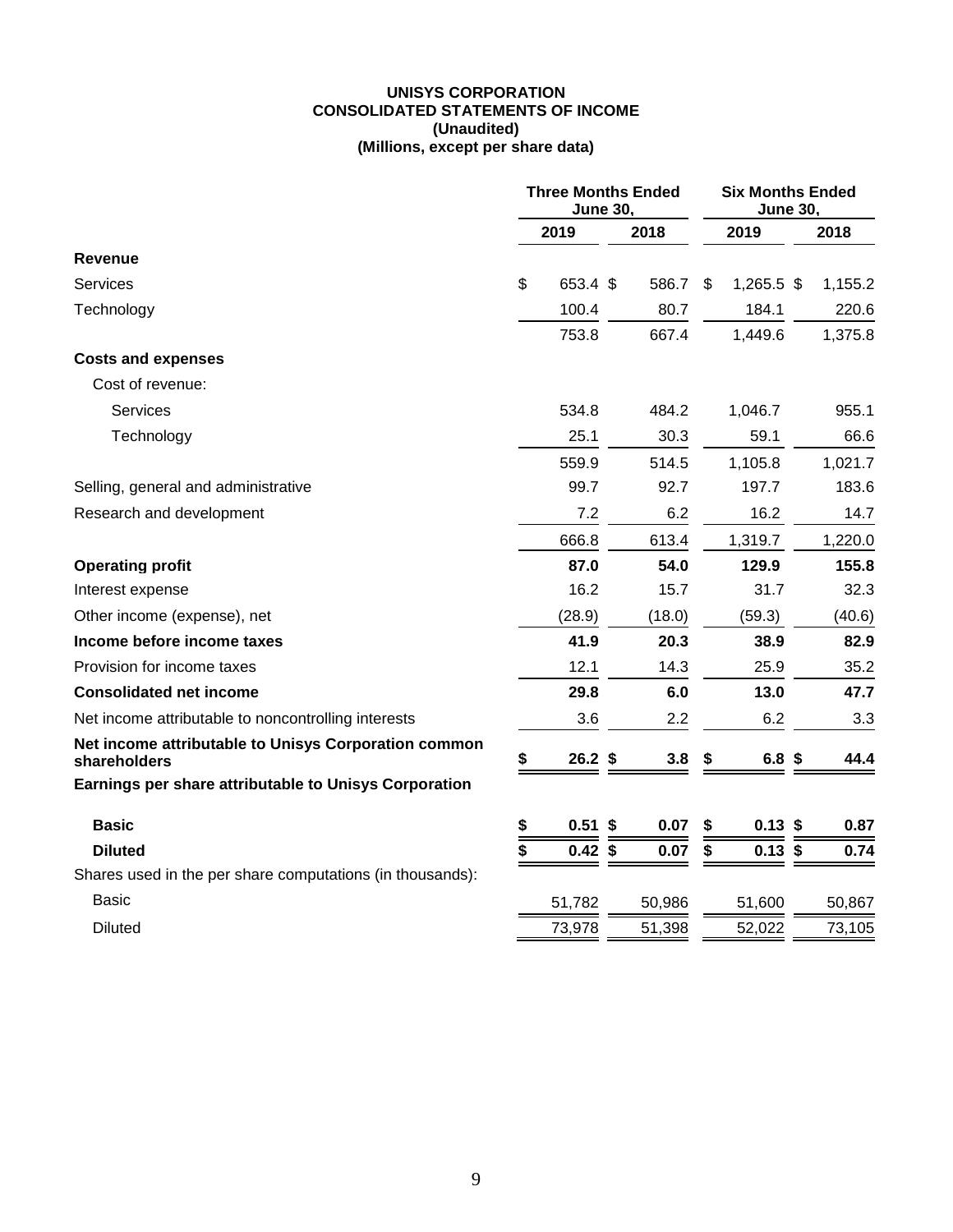**UNISYS CORPORATION**
**CONSOLIDATED STATEMENTS OF INCOME**
**(Unaudited)**
**(Millions, except per share data)**

| | Three Months Ended June 30, | | Six Months Ended June 30, | |
|---|---|---|---|---|
| | 2019 | 2018 | 2019 | 2018 |
| **Revenue** | | | | |
| Services | $ 653.4 | $ 586.7 | $ 1,265.5 | $ 1,155.2 |
| Technology | 100.4 | 80.7 | 184.1 | 220.6 |
| | 753.8 | 667.4 | 1,449.6 | 1,375.8 |
| **Costs and expenses** | | | | |
| Cost of revenue: | | | | |
| Services | 534.8 | 484.2 | 1,046.7 | 955.1 |
| Technology | 25.1 | 30.3 | 59.1 | 66.6 |
| | 559.9 | 514.5 | 1,105.8 | 1,021.7 |
| Selling, general and administrative | 99.7 | 92.7 | 197.7 | 183.6 |
| Research and development | 7.2 | 6.2 | 16.2 | 14.7 |
| | 666.8 | 613.4 | 1,319.7 | 1,220.0 |
| **Operating profit** | **87.0** | **54.0** | **129.9** | **155.8** |
| Interest expense | 16.2 | 15.7 | 31.7 | 32.3 |
| Other income (expense), net | (28.9) | (18.0) | (59.3) | (40.6) |
| **Income before income taxes** | **41.9** | **20.3** | **38.9** | **82.9** |
| Provision for income taxes | 12.1 | 14.3 | 25.9 | 35.2 |
| **Consolidated net income** | **29.8** | **6.0** | **13.0** | **47.7** |
| Net income attributable to noncontrolling interests | 3.6 | 2.2 | 6.2 | 3.3 |
| **Net income attributable to Unisys Corporation common shareholders** | **$ 26.2** | **$ 3.8** | **$ 6.8** | **$ 44.4** |
| **Earnings per share attributable to Unisys Corporation** | | | | |
| **Basic** | **$ 0.51** | **$ 0.07** | **$ 0.13** | **$ 0.87** |
| **Diluted** | **$ 0.42** | **$ 0.07** | **$ 0.13** | **$ 0.74** |
| Shares used in the per share computations (in thousands): | | | | |
| Basic | 51,782 | 50,986 | 51,600 | 50,867 |
| Diluted | 73,978 | 51,398 | 52,022 | 73,105 |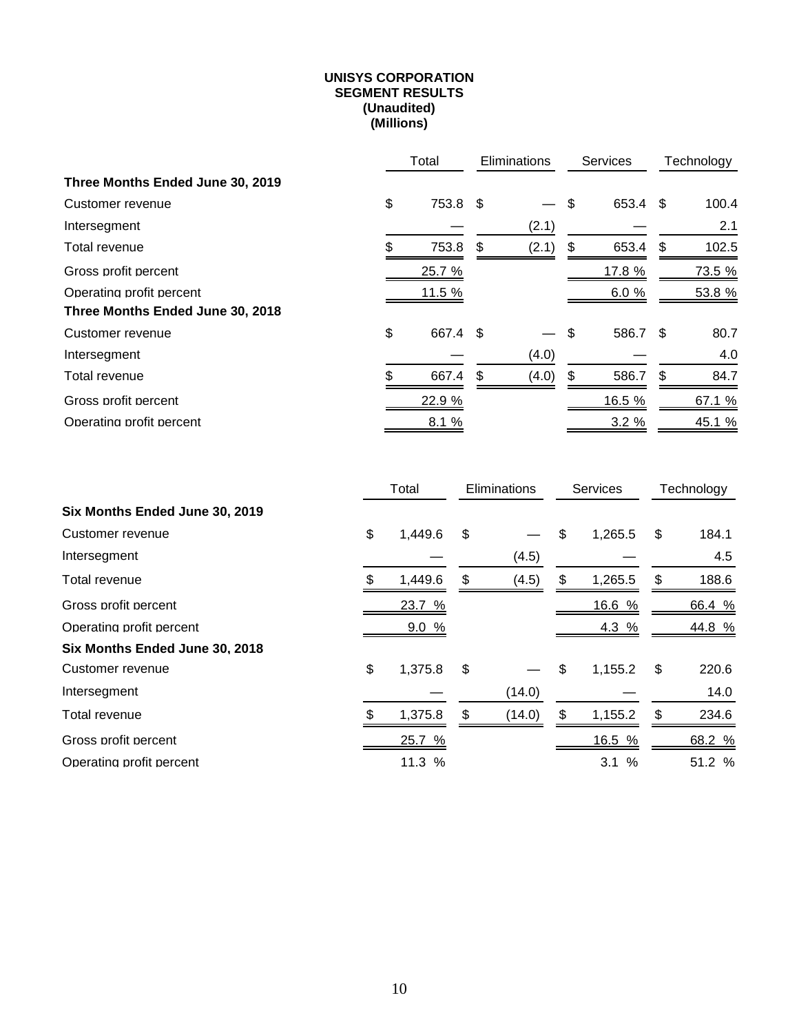**UNISYS CORPORATION**
**SEGMENT RESULTS**
**(Unaudited)**
**(Millions)**

| | Total | Eliminations | Services | Technology |
|---|---|---|---|---|
| **Three Months Ended June 30, 2019** | | | | |
| Customer revenue | $ 753.8 | $ — | $ 653.4 | $ 100.4 |
| Intersegment | — | (2.1) | — | 2.1 |
| Total revenue | $ 753.8 | $ (2.1) | $ 653.4 | $ 102.5 |
| Gross profit percent | 25.7 % | | 17.8 % | 73.5 % |
| Operating profit percent | 11.5 % | | 6.0 % | 53.8 % |
| **Three Months Ended June 30, 2018** | | | | |
| Customer revenue | $ 667.4 | $ — | $ 586.7 | $ 80.7 |
| Intersegment | — | (4.0) | — | 4.0 |
| Total revenue | $ 667.4 | $ (4.0) | $ 586.7 | $ 84.7 |
| Gross profit percent | 22.9 % | | 16.5 % | 67.1 % |
| Operating profit percent | 8.1 % | | 3.2 % | 45.1 % |

| | Total | Eliminations | Services | Technology |
|---|---|---|---|---|
| **Six Months Ended June 30, 2019** | | | | |
| Customer revenue | $ 1,449.6 | $ — | $ 1,265.5 | $ 184.1 |
| Intersegment | — | (4.5) | — | 4.5 |
| Total revenue | $ 1,449.6 | $ (4.5) | $ 1,265.5 | $ 188.6 |
| Gross profit percent | 23.7 % | | 16.6 % | 66.4 % |
| Operating profit percent | 9.0 % | | 4.3 % | 44.8 % |
| **Six Months Ended June 30, 2018** | | | | |
| Customer revenue | $ 1,375.8 | $ — | $ 1,155.2 | $ 220.6 |
| Intersegment | — | (14.0) | — | 14.0 |
| Total revenue | $ 1,375.8 | $ (14.0) | $ 1,155.2 | $ 234.6 |
| Gross profit percent | 25.7 % | | 16.5 % | 68.2 % |
| Operating profit percent | 11.3 % | | 3.1 % | 51.2 % |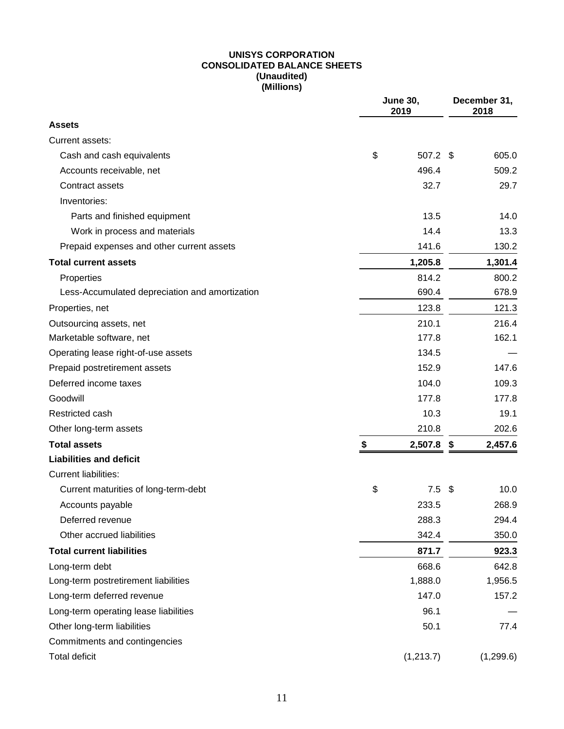**UNISYS CORPORATION**
**CONSOLIDATED BALANCE SHEETS**
**(Unaudited)**
**(Millions)**

| | June 30, 2019 | December 31, 2018 |
|---|---|---|
| **Assets** | | |
| Current assets: | | |
| Cash and cash equivalents | $ 507.2 | $ 605.0 |
| Accounts receivable, net | 496.4 | 509.2 |
| Contract assets | 32.7 | 29.7 |
| Inventories: | | |
| Parts and finished equipment | 13.5 | 14.0 |
| Work in process and materials | 14.4 | 13.3 |
| Prepaid expenses and other current assets | 141.6 | 130.2 |
| **Total current assets** | **1,205.8** | **1,301.4** |
| Properties | 814.2 | 800.2 |
| Less-Accumulated depreciation and amortization | 690.4 | 678.9 |
| Properties, net | 123.8 | 121.3 |
| Outsourcing assets, net | 210.1 | 216.4 |
| Marketable software, net | 177.8 | 162.1 |
| Operating lease right-of-use assets | 134.5 | — |
| Prepaid postretirement assets | 152.9 | 147.6 |
| Deferred income taxes | 104.0 | 109.3 |
| Goodwill | 177.8 | 177.8 |
| Restricted cash | 10.3 | 19.1 |
| Other long-term assets | 210.8 | 202.6 |
| **Total assets** | **$ 2,507.8** | **$ 2,457.6** |
| **Liabilities and deficit** | | |
| Current liabilities: | | |
| Current maturities of long-term-debt | $ 7.5 | $ 10.0 |
| Accounts payable | 233.5 | 268.9 |
| Deferred revenue | 288.3 | 294.4 |
| Other accrued liabilities | 342.4 | 350.0 |
| **Total current liabilities** | **871.7** | **923.3** |
| Long-term debt | 668.6 | 642.8 |
| Long-term postretirement liabilities | 1,888.0 | 1,956.5 |
| Long-term deferred revenue | 147.0 | 157.2 |
| Long-term operating lease liabilities | 96.1 | — |
| Other long-term liabilities | 50.1 | 77.4 |
| Commitments and contingencies | | |
| Total deficit | (1,213.7) | (1,299.6) |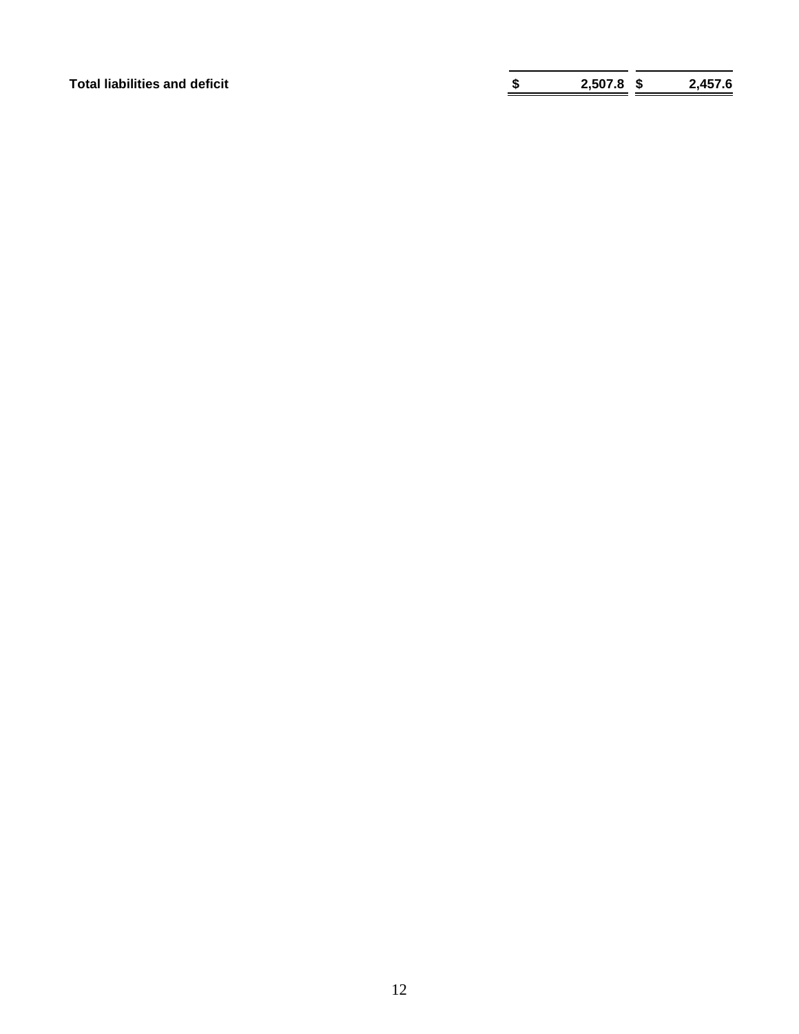| | | |
|---|---|---|
| **Total liabilities and deficit** | **$ 2,507.8** | **$ 2,457.6** |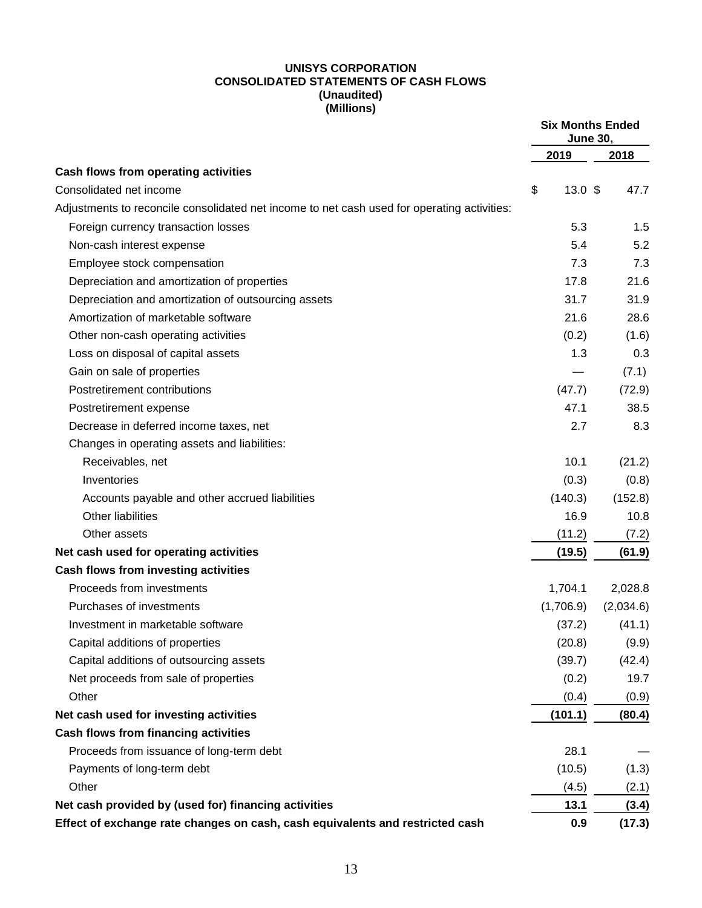**UNISYS CORPORATION**
**CONSOLIDATED STATEMENTS OF CASH FLOWS**
**(Unaudited)**
**(Millions)**

| | Six Months Ended June 30, | |
|---|---|---|
| | **2019** | **2018** |
| **Cash flows from operating activities** | | |
| Consolidated net income | $ 13.0 | $ 47.7 |
| Adjustments to reconcile consolidated net income to net cash used for operating activities: | | |
| Foreign currency transaction losses | 5.3 | 1.5 |
| Non-cash interest expense | 5.4 | 5.2 |
| Employee stock compensation | 7.3 | 7.3 |
| Depreciation and amortization of properties | 17.8 | 21.6 |
| Depreciation and amortization of outsourcing assets | 31.7 | 31.9 |
| Amortization of marketable software | 21.6 | 28.6 |
| Other non-cash operating activities | (0.2) | (1.6) |
| Loss on disposal of capital assets | 1.3 | 0.3 |
| Gain on sale of properties | — | (7.1) |
| Postretirement contributions | (47.7) | (72.9) |
| Postretirement expense | 47.1 | 38.5 |
| Decrease in deferred income taxes, net | 2.7 | 8.3 |
| Changes in operating assets and liabilities: | | |
| Receivables, net | 10.1 | (21.2) |
| Inventories | (0.3) | (0.8) |
| Accounts payable and other accrued liabilities | (140.3) | (152.8) |
| Other liabilities | 16.9 | 10.8 |
| Other assets | (11.2) | (7.2) |
| **Net cash used for operating activities** | **(19.5)** | **(61.9)** |
| **Cash flows from investing activities** | | |
| Proceeds from investments | 1,704.1 | 2,028.8 |
| Purchases of investments | (1,706.9) | (2,034.6) |
| Investment in marketable software | (37.2) | (41.1) |
| Capital additions of properties | (20.8) | (9.9) |
| Capital additions of outsourcing assets | (39.7) | (42.4) |
| Net proceeds from sale of properties | (0.2) | 19.7 |
| Other | (0.4) | (0.9) |
| **Net cash used for investing activities** | **(101.1)** | **(80.4)** |
| **Cash flows from financing activities** | | |
| Proceeds from issuance of long-term debt | 28.1 | — |
| Payments of long-term debt | (10.5) | (1.3) |
| Other | (4.5) | (2.1) |
| **Net cash provided by (used for) financing activities** | **13.1** | **(3.4)** |
| **Effect of exchange rate changes on cash, cash equivalents and restricted cash** | **0.9** | **(17.3)** |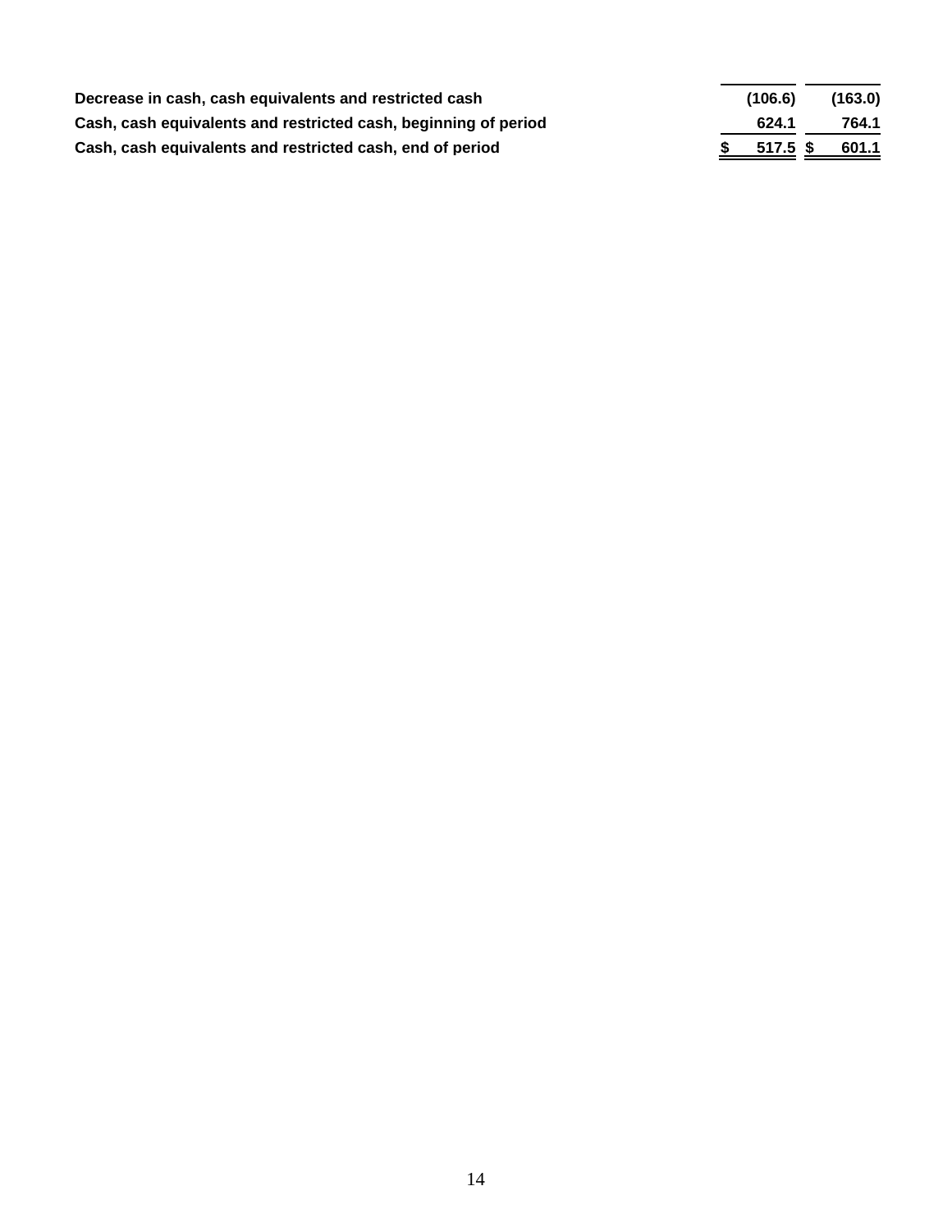| | | |
|---|---|---|
| **Decrease in cash, cash equivalents and restricted cash** | **(106.6)** | **(163.0)** |
| **Cash, cash equivalents and restricted cash, beginning of period** | **624.1** | **764.1** |
| **Cash, cash equivalents and restricted cash, end of period** | **$ 517.5** | **$ 601.1** |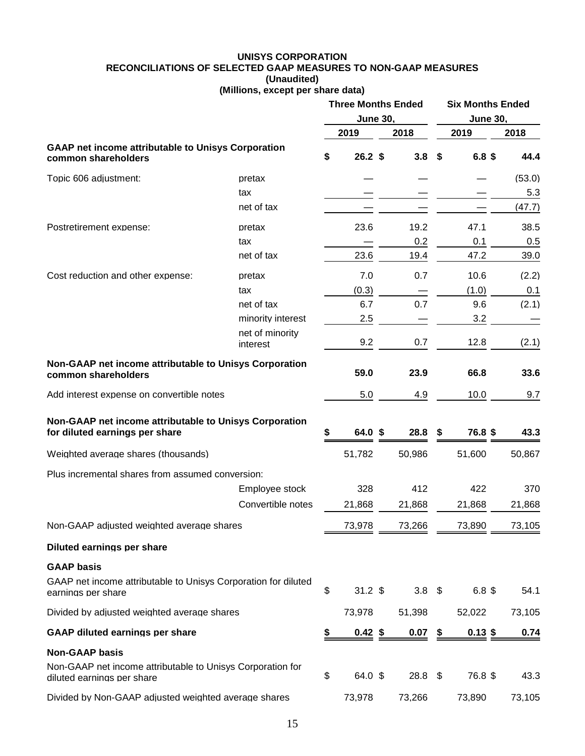**UNISYS CORPORATION**
**RECONCILIATIONS OF SELECTED GAAP MEASURES TO NON-GAAP MEASURES**
**(Unaudited)**
**(Millions, except per share data)**

| | | Three Months Ended June 30, | | Six Months Ended June 30, | |
|---|---|---|---|---|---|
| | | 2019 | 2018 | 2019 | 2018 |
| **GAAP net income attributable to Unisys Corporation common shareholders** | | **$ 26.2** | **$ 3.8** | **$ 6.8** | **$ 44.4** |
| Topic 606 adjustment: | pretax | — | — | — | (53.0) |
| | tax | — | — | — | 5.3 |
| | net of tax | — | — | — | (47.7) |
| Postretirement expense: | pretax | 23.6 | 19.2 | 47.1 | 38.5 |
| | tax | — | 0.2 | 0.1 | 0.5 |
| | net of tax | 23.6 | 19.4 | 47.2 | 39.0 |
| Cost reduction and other expense: | pretax | 7.0 | 0.7 | 10.6 | (2.2) |
| | tax | (0.3) | — | (1.0) | 0.1 |
| | net of tax | 6.7 | 0.7 | 9.6 | (2.1) |
| | minority interest | 2.5 | — | 3.2 | — |
| | net of minority interest | 9.2 | 0.7 | 12.8 | (2.1) |
| **Non-GAAP net income attributable to Unisys Corporation common shareholders** | | **59.0** | **23.9** | **66.8** | **33.6** |
| Add interest expense on convertible notes | | 5.0 | 4.9 | 10.0 | 9.7 |
| **Non-GAAP net income attributable to Unisys Corporation for diluted earnings per share** | | **$ 64.0** | **$ 28.8** | **$ 76.8** | **$ 43.3** |
| Weighted average shares (thousands) | | 51,782 | 50,986 | 51,600 | 50,867 |
| Plus incremental shares from assumed conversion: | | | | | |
| | Employee stock | 328 | 412 | 422 | 370 |
| | Convertible notes | 21,868 | 21,868 | 21,868 | 21,868 |
| Non-GAAP adjusted weighted average shares | | 73,978 | 73,266 | 73,890 | 73,105 |
| **Diluted earnings per share** | | | | | |
| **GAAP basis** | | | | | |
| GAAP net income attributable to Unisys Corporation for diluted earnings per share | | $ 31.2 | $ 3.8 | $ 6.8 | $ 54.1 |
| Divided by adjusted weighted average shares | | 73,978 | 51,398 | 52,022 | 73,105 |
| **GAAP diluted earnings per share** | | **$ 0.42** | **$ 0.07** | **$ 0.13** | **$ 0.74** |
| **Non-GAAP basis** | | | | | |
| Non-GAAP net income attributable to Unisys Corporation for diluted earnings per share | | $ 64.0 | $ 28.8 | $ 76.8 | $ 43.3 |
| Divided by Non-GAAP adjusted weighted average shares | | 73,978 | 73,266 | 73,890 | 73,105 |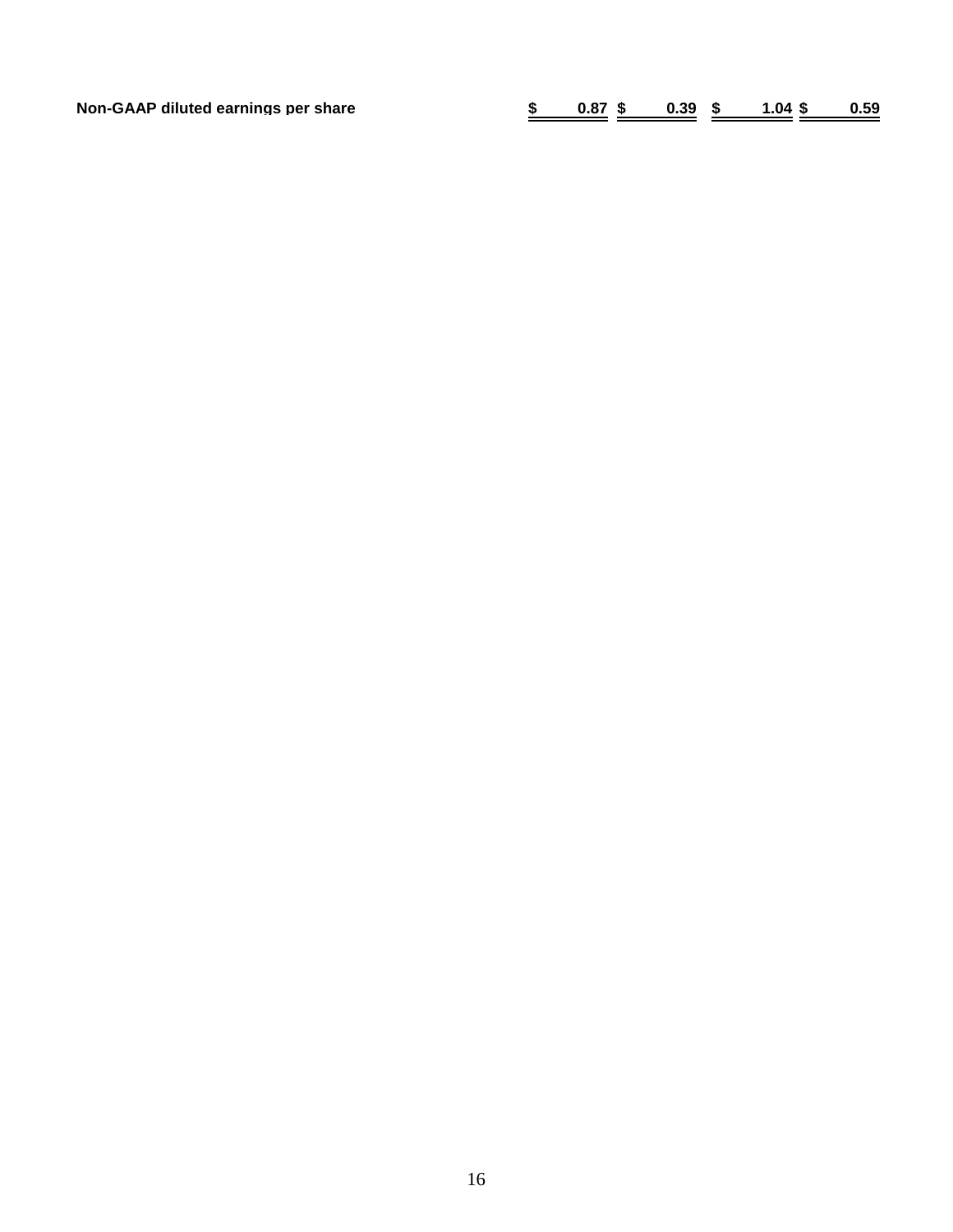| | | | | |
|---|---|---|---|---|
| **Non-GAAP diluted earnings per share** | **$ 0.87** | **$ 0.39** | **$ 1.04** | **$ 0.59** |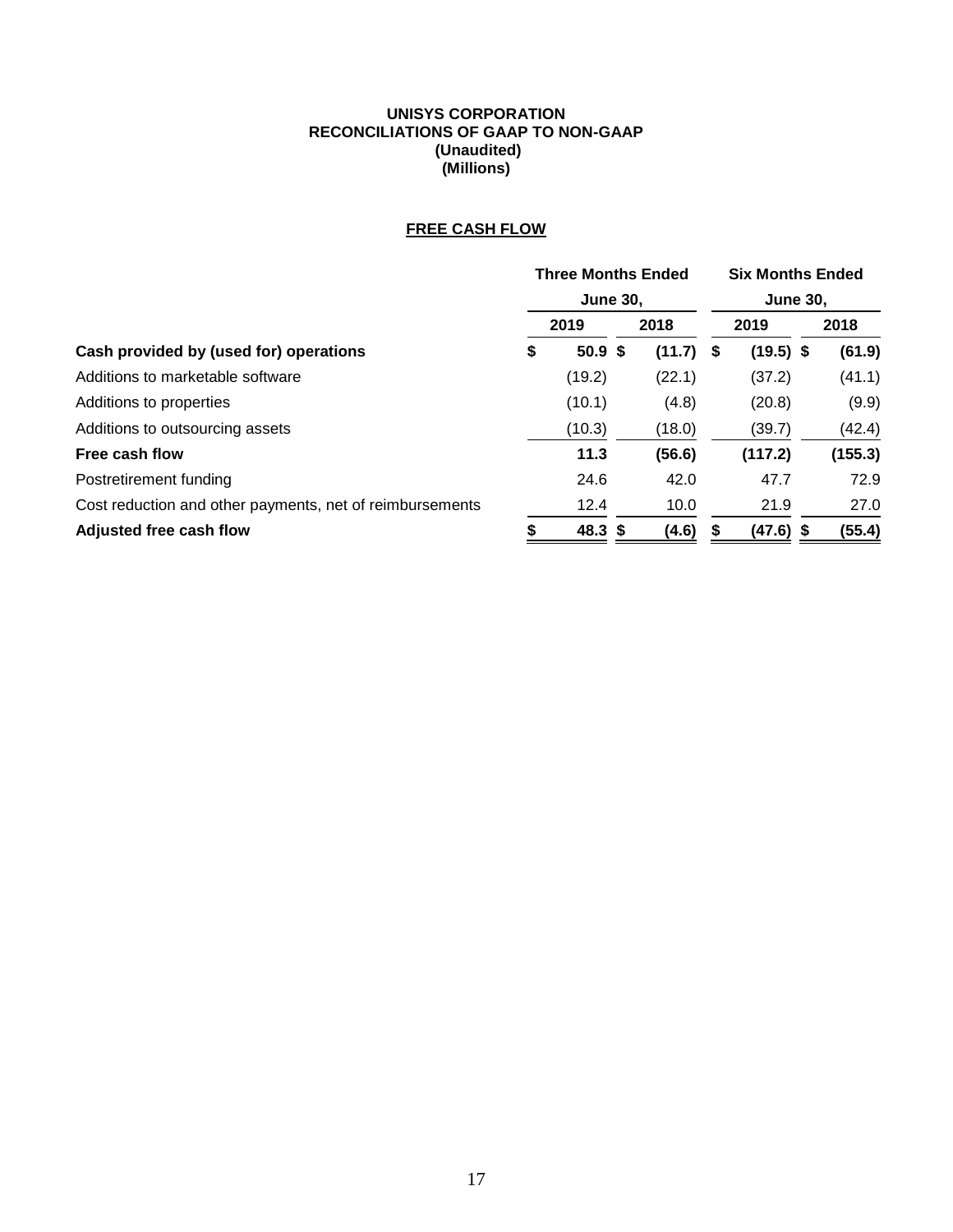**UNISYS CORPORATION**
**RECONCILIATIONS OF GAAP TO NON-GAAP**
**(Unaudited)**
**(Millions)**

**FREE CASH FLOW**

| | Three Months Ended June 30, | | Six Months Ended June 30, | |
|---|---|---|---|---|
| | 2019 | 2018 | 2019 | 2018 |
| **Cash provided by (used for) operations** | **$ 50.9** | **$ (11.7)** | **$ (19.5)** | **$ (61.9)** |
| Additions to marketable software | (19.2) | (22.1) | (37.2) | (41.1) |
| Additions to properties | (10.1) | (4.8) | (20.8) | (9.9) |
| Additions to outsourcing assets | (10.3) | (18.0) | (39.7) | (42.4) |
| **Free cash flow** | **11.3** | **(56.6)** | **(117.2)** | **(155.3)** |
| Postretirement funding | 24.6 | 42.0 | 47.7 | 72.9 |
| Cost reduction and other payments, net of reimbursements | 12.4 | 10.0 | 21.9 | 27.0 |
| **Adjusted free cash flow** | **$ 48.3** | **$ (4.6)** | **$ (47.6)** | **$ (55.4)** |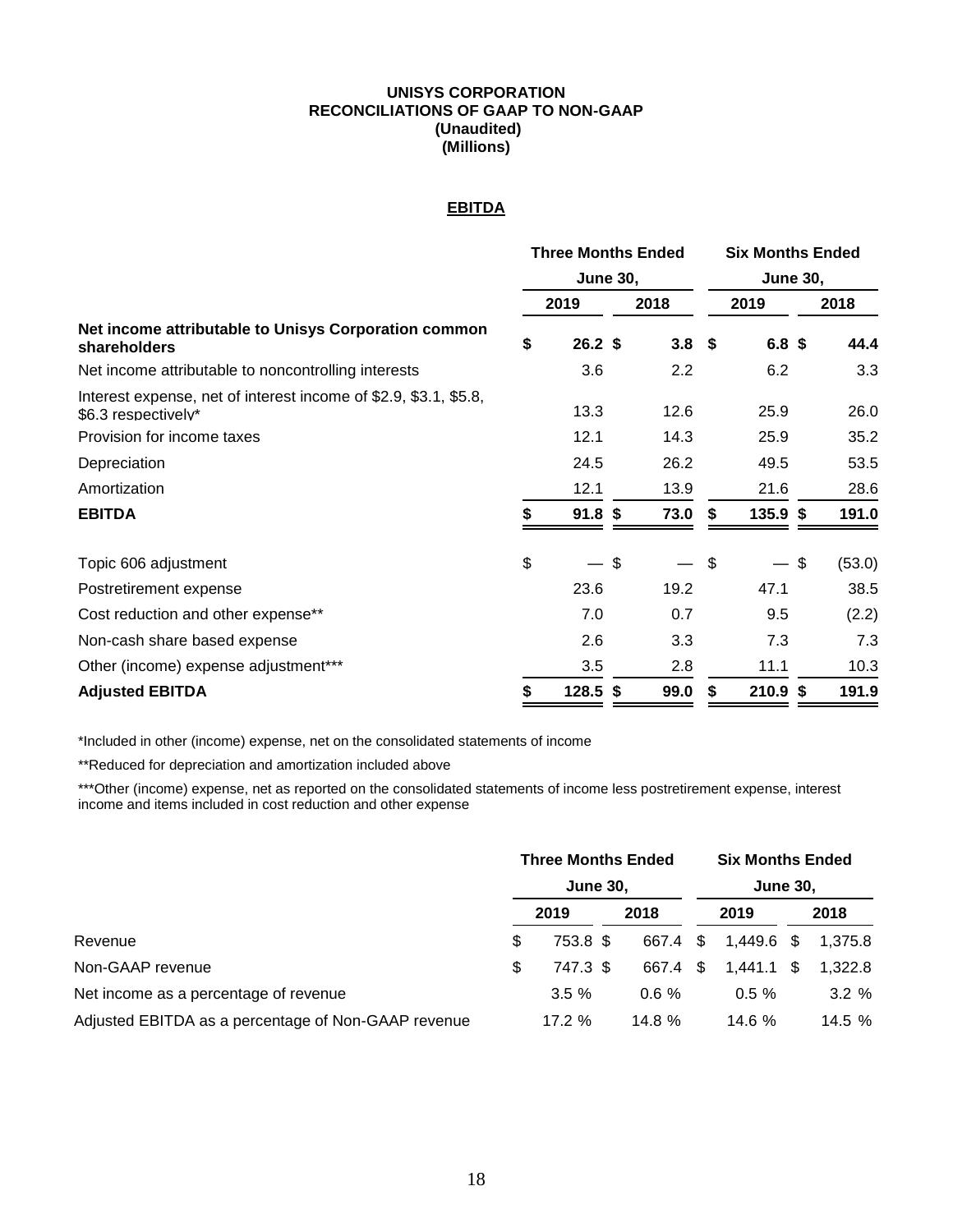# UNISYS CORPORATION
## RECONCILIATIONS OF GAAP TO NON-GAAP
### (Unaudited)
### (Millions)

**EBITDA**

| | Three Months Ended June 30, | | Six Months Ended June 30, | |
|---|---|---|---|---|
| | 2019 | 2018 | 2019 | 2018 |
| **Net income attributable to Unisys Corporation common shareholders** | **$ 26.2** | **$ 3.8** | **$ 6.8** | **$ 44.4** |
| Net income attributable to noncontrolling interests | 3.6 | 2.2 | 6.2 | 3.3 |
| Interest expense, net of interest income of $2.9, $3.1, $5.8, $6.3 respectively* | 13.3 | 12.6 | 25.9 | 26.0 |
| Provision for income taxes | 12.1 | 14.3 | 25.9 | 35.2 |
| Depreciation | 24.5 | 26.2 | 49.5 | 53.5 |
| Amortization | 12.1 | 13.9 | 21.6 | 28.6 |
| **EBITDA** | **$ 91.8** | **$ 73.0** | **$ 135.9** | **$ 191.0** |
| | | | | |
| Topic 606 adjustment | $ — | $ — | $ — | $ (53.0) |
| Postretirement expense | 23.6 | 19.2 | 47.1 | 38.5 |
| Cost reduction and other expense** | 7.0 | 0.7 | 9.5 | (2.2) |
| Non-cash share based expense | 2.6 | 3.3 | 7.3 | 7.3 |
| Other (income) expense adjustment*** | 3.5 | 2.8 | 11.1 | 10.3 |
| **Adjusted EBITDA** | **$ 128.5** | **$ 99.0** | **$ 210.9** | **$ 191.9** |

*Included in other (income) expense, net on the consolidated statements of income

**Reduced for depreciation and amortization included above

***Other (income) expense, net as reported on the consolidated statements of income less postretirement expense, interest income and items included in cost reduction and other expense

| | Three Months Ended June 30, | | Six Months Ended June 30, | |
|---|---|---|---|---|
| | 2019 | 2018 | 2019 | 2018 |
| Revenue | $ 753.8 | $ 667.4 | $ 1,449.6 | $ 1,375.8 |
| Non-GAAP revenue | $ 747.3 | $ 667.4 | $ 1,441.1 | $ 1,322.8 |
| Net income as a percentage of revenue | 3.5 % | 0.6 % | 0.5 % | 3.2 % |
| Adjusted EBITDA as a percentage of Non-GAAP revenue | 17.2 % | 14.8 % | 14.6 % | 14.5 % |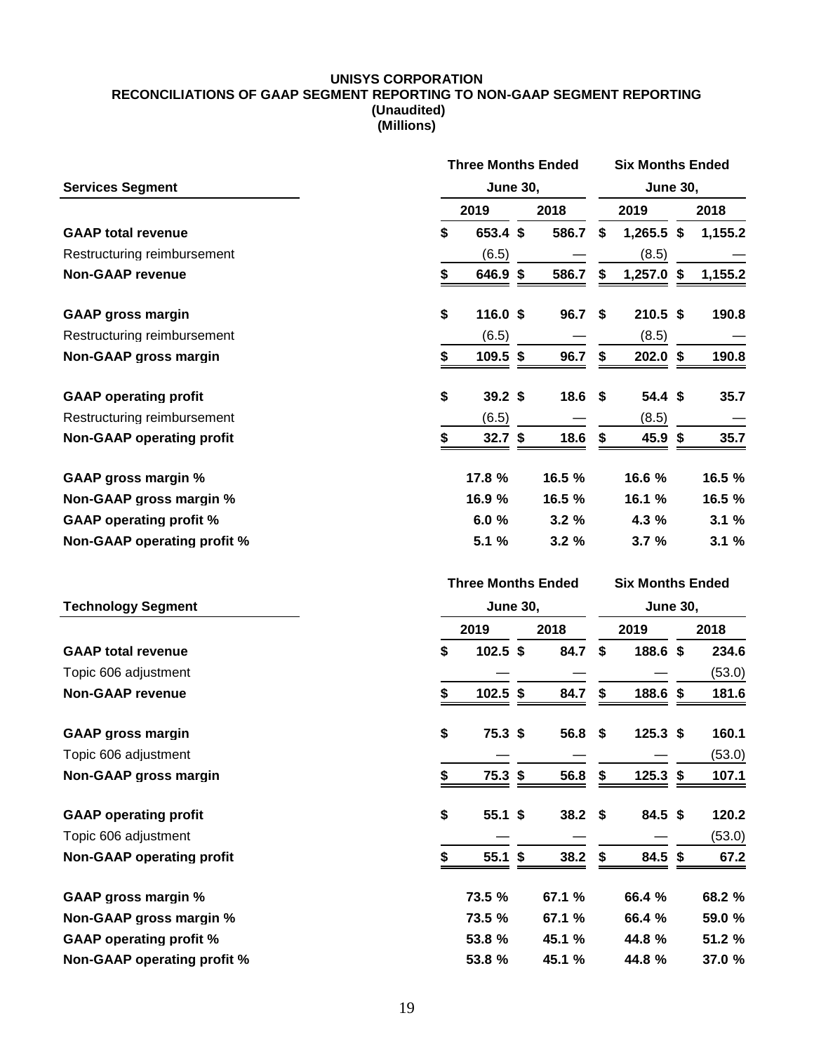**UNISYS CORPORATION**
**RECONCILIATIONS OF GAAP SEGMENT REPORTING TO NON-GAAP SEGMENT REPORTING**
**(Unaudited)**
**(Millions)**

| **Services Segment** | **Three Months Ended June 30, 2019** | **Three Months Ended June 30, 2018** | **Six Months Ended June 30, 2019** | **Six Months Ended June 30, 2018** |
|---|---|---|---|---|
| **GAAP total revenue** | **$ 653.4** | **$ 586.7** | **$ 1,265.5** | **$ 1,155.2** |
| Restructuring reimbursement | (6.5) | — | (8.5) | — |
| **Non-GAAP revenue** | **$ 646.9** | **$ 586.7** | **$ 1,257.0** | **$ 1,155.2** |
| | | | | |
| **GAAP gross margin** | **$ 116.0** | **$ 96.7** | **$ 210.5** | **$ 190.8** |
| Restructuring reimbursement | (6.5) | — | (8.5) | — |
| **Non-GAAP gross margin** | **$ 109.5** | **$ 96.7** | **$ 202.0** | **$ 190.8** |
| | | | | |
| **GAAP operating profit** | **$ 39.2** | **$ 18.6** | **$ 54.4** | **$ 35.7** |
| Restructuring reimbursement | (6.5) | — | (8.5) | — |
| **Non-GAAP operating profit** | **$ 32.7** | **$ 18.6** | **$ 45.9** | **$ 35.7** |
| | | | | |
| **GAAP gross margin %** | **17.8 %** | **16.5 %** | **16.6 %** | **16.5 %** |
| **Non-GAAP gross margin %** | **16.9 %** | **16.5 %** | **16.1 %** | **16.5 %** |
| **GAAP operating profit %** | **6.0 %** | **3.2 %** | **4.3 %** | **3.1 %** |
| **Non-GAAP operating profit %** | **5.1 %** | **3.2 %** | **3.7 %** | **3.1 %** |

| **Technology Segment** | **Three Months Ended June 30, 2019** | **Three Months Ended June 30, 2018** | **Six Months Ended June 30, 2019** | **Six Months Ended June 30, 2018** |
|---|---|---|---|---|
| **GAAP total revenue** | **$ 102.5** | **$ 84.7** | **$ 188.6** | **$ 234.6** |
| Topic 606 adjustment | — | — | — | (53.0) |
| **Non-GAAP revenue** | **$ 102.5** | **$ 84.7** | **$ 188.6** | **$ 181.6** |
| | | | | |
| **GAAP gross margin** | **$ 75.3** | **$ 56.8** | **$ 125.3** | **$ 160.1** |
| Topic 606 adjustment | — | — | — | (53.0) |
| **Non-GAAP gross margin** | **$ 75.3** | **$ 56.8** | **$ 125.3** | **$ 107.1** |
| | | | | |
| **GAAP operating profit** | **$ 55.1** | **$ 38.2** | **$ 84.5** | **$ 120.2** |
| Topic 606 adjustment | — | — | — | (53.0) |
| **Non-GAAP operating profit** | **$ 55.1** | **$ 38.2** | **$ 84.5** | **$ 67.2** |
| | | | | |
| **GAAP gross margin %** | **73.5 %** | **67.1 %** | **66.4 %** | **68.2 %** |
| **Non-GAAP gross margin %** | **73.5 %** | **67.1 %** | **66.4 %** | **59.0 %** |
| **GAAP operating profit %** | **53.8 %** | **45.1 %** | **44.8 %** | **51.2 %** |
| **Non-GAAP operating profit %** | **53.8 %** | **45.1 %** | **44.8 %** | **37.0 %** |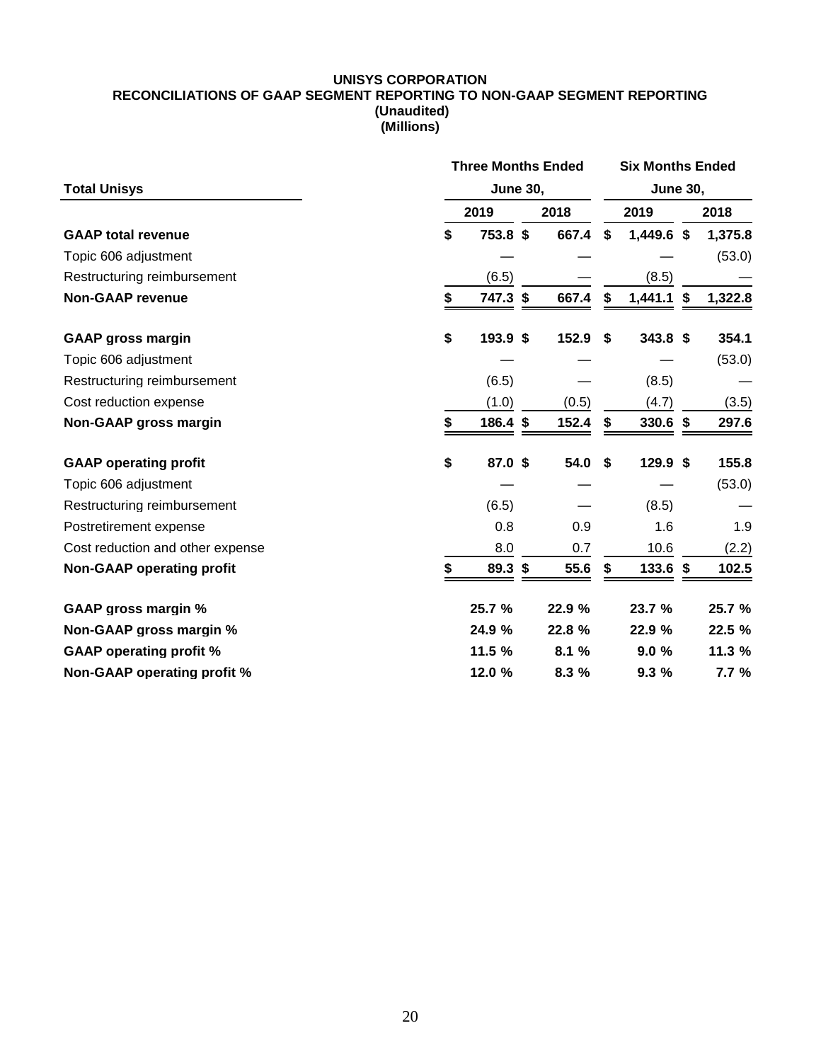**UNISYS CORPORATION**
**RECONCILIATIONS OF GAAP SEGMENT REPORTING TO NON-GAAP SEGMENT REPORTING**
**(Unaudited)**
**(Millions)**

| **Total Unisys** | **Three Months Ended June 30,** | | **Six Months Ended June 30,** | |
|---|---|---|---|---|
| | **2019** | **2018** | **2019** | **2018** |
| **GAAP total revenue** | $ 753.8 | $ 667.4 | $ 1,449.6 | $ 1,375.8 |
| Topic 606 adjustment | — | — | — | (53.0) |
| Restructuring reimbursement | (6.5) | — | (8.5) | — |
| **Non-GAAP revenue** | $ 747.3 | $ 667.4 | $ 1,441.1 | $ 1,322.8 |
| | | | | |
| **GAAP gross margin** | $ 193.9 | $ 152.9 | $ 343.8 | $ 354.1 |
| Topic 606 adjustment | — | — | — | (53.0) |
| Restructuring reimbursement | (6.5) | — | (8.5) | — |
| Cost reduction expense | (1.0) | (0.5) | (4.7) | (3.5) |
| **Non-GAAP gross margin** | $ 186.4 | $ 152.4 | $ 330.6 | $ 297.6 |
| | | | | |
| **GAAP operating profit** | $ 87.0 | $ 54.0 | $ 129.9 | $ 155.8 |
| Topic 606 adjustment | — | — | — | (53.0) |
| Restructuring reimbursement | (6.5) | — | (8.5) | — |
| Postretirement expense | 0.8 | 0.9 | 1.6 | 1.9 |
| Cost reduction and other expense | 8.0 | 0.7 | 10.6 | (2.2) |
| **Non-GAAP operating profit** | $ 89.3 | $ 55.6 | $ 133.6 | $ 102.5 |
| | | | | |
| **GAAP gross margin %** | 25.7 % | 22.9 % | 23.7 % | 25.7 % |
| **Non-GAAP gross margin %** | 24.9 % | 22.8 % | 22.9 % | 22.5 % |
| **GAAP operating profit %** | 11.5 % | 8.1 % | 9.0 % | 11.3 % |
| **Non-GAAP operating profit %** | 12.0 % | 8.3 % | 9.3 % | 7.7 % |